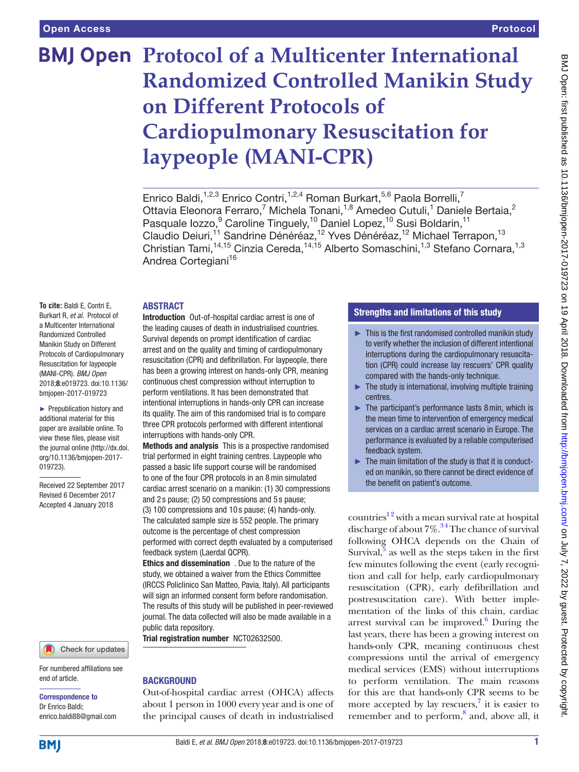Open Access

Protocol

# Protocol of a Multicenter International Randomized Controlled Manikin Study on Different Protocols of Cardiopulmonary Resuscitation for laypeople (MANI-CPR)

Enrico Baldi,[1,2,3] Enrico Contri,[1,2,4] Roman Burkart,[5,6] Paola Borrelli,[7] Ottavia Eleonora Ferraro,[7] Michela Tonani,[1,8] Amedeo Cutuli,[1] Daniele Bertaia,[2] Pasquale Iozzo,[9] Caroline Tinguely,[10] Daniel Lopez,[10] Susi Boldarin,[11] Claudio Deiuri,[11] Sandrine Dénéréaz,[12] Yves Dénéréaz,[12] Michael Terrapon,[13] Christian Tami,[14,15] Cinzia Cereda,[14,15] Alberto Somaschini,[1,3] Stefano Cornara,[1,3] Andrea Cortegiani[16]

**To cite:** Baldi E, Contri E, Burkart R, *et al*. Protocol of a Multicenter International Randomized Controlled Manikin Study on Different Protocols of Cardiopulmonary Resuscitation for laypeople (MANI-CPR). *BMJ Open* 2018;**8**:e019723. doi:10.1136/bmjopen-2017-019723

► Prepublication history and additional material for this paper are available online. To view these files, please visit the journal online (http://dx.doi.org/10.1136/bmjopen-2017-019723).

Received 22 September 2017
Revised 6 December 2017
Accepted 4 January 2018

For numbered affiliations see end of article.

**Correspondence to**
Dr Enrico Baldi;
enrico.baldi88@gmail.com

## ABSTRACT

**Introduction** Out-of-hospital cardiac arrest is one of the leading causes of death in industrialised countries. Survival depends on prompt identification of cardiac arrest and on the quality and timing of cardiopulmonary resuscitation (CPR) and defibrillation. For laypeople, there has been a growing interest on hands-only CPR, meaning continuous chest compression without interruption to perform ventilations. It has been demonstrated that intentional interruptions in hands-only CPR can increase its quality. The aim of this randomised trial is to compare three CPR protocols performed with different intentional interruptions with hands-only CPR.

**Methods and analysis** This is a prospective randomised trial performed in eight training centres. Laypeople who passed a basic life support course will be randomised to one of the four CPR protocols in an 8 min simulated cardiac arrest scenario on a manikin: (1) 30 compressions and 2 s pause; (2) 50 compressions and 5 s pause; (3) 100 compressions and 10 s pause; (4) hands-only. The calculated sample size is 552 people. The primary outcome is the percentage of chest compression performed with correct depth evaluated by a computerised feedback system (Laerdal QCPR).

**Ethics and dissemination** . Due to the nature of the study, we obtained a waiver from the Ethics Committee (IRCCS Policlinico San Matteo, Pavia, Italy). All participants will sign an informed consent form before randomisation. The results of this study will be published in peer-reviewed journal. The data collected will also be made available in a public data repository.

**Trial registration number** NCT02632500.

## Strengths and limitations of this study

- This is the first randomised controlled manikin study to verify whether the inclusion of different intentional interruptions during the cardiopulmonary resuscitation (CPR) could increase lay rescuers' CPR quality compared with the hands-only technique.
- The study is international, involving multiple training centres.
- The participant's performance lasts 8 min, which is the mean time to intervention of emergency medical services on a cardiac arrest scenario in Europe. The performance is evaluated by a reliable computerised feedback system.
- The main limitation of the study is that it is conducted on manikin, so there cannot be direct evidence of the benefit on patient's outcome.

## BACKGROUND

Out-of-hospital cardiac arrest (OHCA) affects about 1 person in 1000 every year and is one of the principal causes of death in industrialised countries[1,2] with a mean survival rate at hospital discharge of about 7%.[3,4] The chance of survival following OHCA depends on the Chain of Survival,[5] as well as the steps taken in the first few minutes following the event (early recognition and call for help, early cardiopulmonary resuscitation (CPR), early defibrillation and postresuscitation care). With better implementation of the links of this chain, cardiac arrest survival can be improved.[6] During the last years, there has been a growing interest on hands-only CPR, meaning continuous chest compressions until the arrival of emergency medical services (EMS) without interruptions to perform ventilation. The main reasons for this are that hands-only CPR seems to be more accepted by lay rescuers,[7] it is easier to remember and to perform,[8] and, above all, it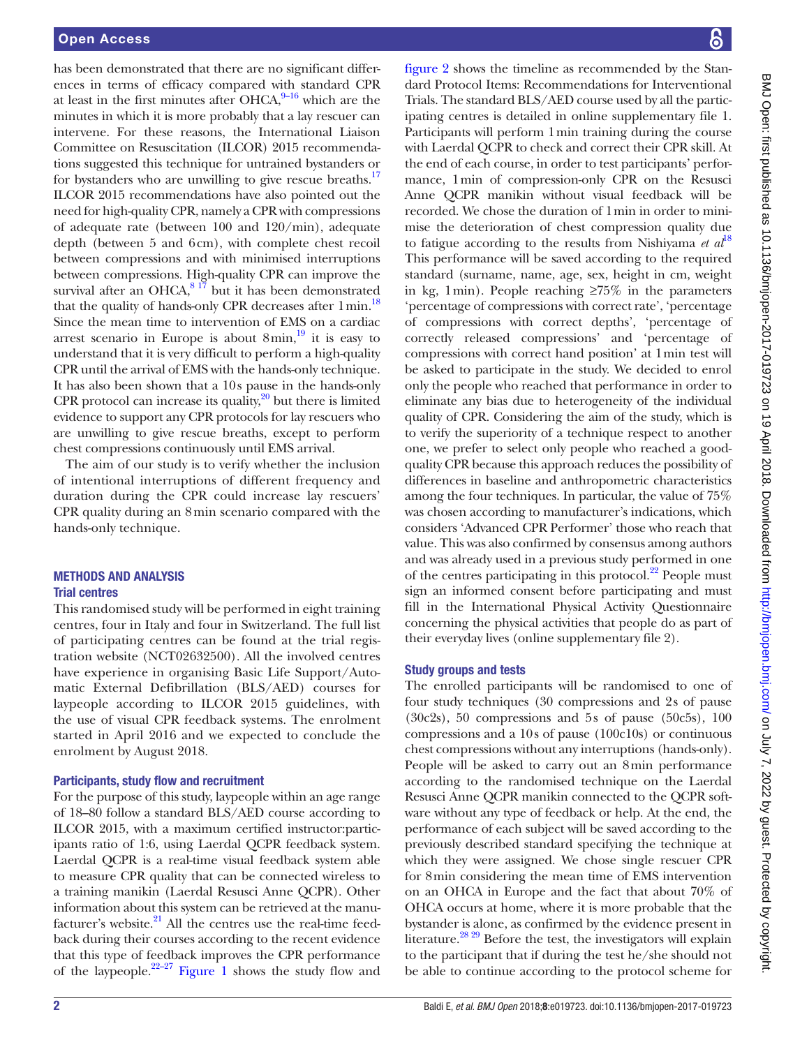has been demonstrated that there are no significant differences in terms of efficacy compared with standard CPR at least in the first minutes after OHCA,[9–16] which are the minutes in which it is more probably that a lay rescuer can intervene. For these reasons, the International Liaison Committee on Resuscitation (ILCOR) 2015 recommendations suggested this technique for untrained bystanders or for bystanders who are unwilling to give rescue breaths.[17] ILCOR 2015 recommendations have also pointed out the need for high-quality CPR, namely a CPR with compressions of adequate rate (between 100 and 120/min), adequate depth (between 5 and 6cm), with complete chest recoil between compressions and with minimised interruptions between compressions. High-quality CPR can improve the survival after an OHCA,[8 17] but it has been demonstrated that the quality of hands-only CPR decreases after 1min.[18] Since the mean time to intervention of EMS on a cardiac arrest scenario in Europe is about 8min,[19] it is easy to understand that it is very difficult to perform a high-quality CPR until the arrival of EMS with the hands-only technique. It has also been shown that a 10s pause in the hands-only CPR protocol can increase its quality,[20] but there is limited evidence to support any CPR protocols for lay rescuers who are unwilling to give rescue breaths, except to perform chest compressions continuously until EMS arrival.

The aim of our study is to verify whether the inclusion of intentional interruptions of different frequency and duration during the CPR could increase lay rescuers' CPR quality during an 8min scenario compared with the hands-only technique.

## METHODS AND ANALYSIS

### Trial centres

This randomised study will be performed in eight training centres, four in Italy and four in Switzerland. The full list of participating centres can be found at the trial registration website (NCT02632500). All the involved centres have experience in organising Basic Life Support/Automatic External Defibrillation (BLS/AED) courses for laypeople according to ILCOR 2015 guidelines, with the use of visual CPR feedback systems. The enrolment started in April 2016 and we expected to conclude the enrolment by August 2018.

### Participants, study flow and recruitment

For the purpose of this study, laypeople within an age range of 18–80 follow a standard BLS/AED course according to ILCOR 2015, with a maximum certified instructor:participants ratio of 1:6, using Laerdal QCPR feedback system. Laerdal QCPR is a real-time visual feedback system able to measure CPR quality that can be connected wireless to a training manikin (Laerdal Resusci Anne QCPR). Other information about this system can be retrieved at the manufacturer's website.[21] All the centres use the real-time feedback during their courses according to the recent evidence that this type of feedback improves the CPR performance of the laypeople.[22–27] Figure 1 shows the study flow and figure 2 shows the timeline as recommended by the Standard Protocol Items: Recommendations for Interventional Trials. The standard BLS/AED course used by all the participating centres is detailed in online supplementary file 1. Participants will perform 1min training during the course with Laerdal QCPR to check and correct their CPR skill. At the end of each course, in order to test participants' performance, 1min of compression-only CPR on the Resusci Anne QCPR manikin without visual feedback will be recorded. We chose the duration of 1min in order to minimise the deterioration of chest compression quality due to fatigue according to the results from Nishiyama *et al*[18] This performance will be saved according to the required standard (surname, name, age, sex, height in cm, weight in kg, 1min). People reaching ≥75% in the parameters 'percentage of compressions with correct rate', 'percentage of compressions with correct depths', 'percentage of correctly released compressions' and 'percentage of compressions with correct hand position' at 1min test will be asked to participate in the study. We decided to enrol only the people who reached that performance in order to eliminate any bias due to heterogeneity of the individual quality of CPR. Considering the aim of the study, which is to verify the superiority of a technique respect to another one, we prefer to select only people who reached a good-quality CPR because this approach reduces the possibility of differences in baseline and anthropometric characteristics among the four techniques. In particular, the value of 75% was chosen according to manufacturer's indications, which considers 'Advanced CPR Performer' those who reach that value. This was also confirmed by consensus among authors and was already used in a previous study performed in one of the centres participating in this protocol.[22] People must sign an informed consent before participating and must fill in the International Physical Activity Questionnaire concerning the physical activities that people do as part of their everyday lives (online supplementary file 2).

### Study groups and tests

The enrolled participants will be randomised to one of four study techniques (30 compressions and 2s of pause (30c2s), 50 compressions and 5s of pause (50c5s), 100 compressions and a 10s of pause (100c10s) or continuous chest compressions without any interruptions (hands-only). People will be asked to carry out an 8min performance according to the randomised technique on the Laerdal Resusci Anne QCPR manikin connected to the QCPR software without any type of feedback or help. At the end, the performance of each subject will be saved according to the previously described standard specifying the technique at which they were assigned. We chose single rescuer CPR for 8min considering the mean time of EMS intervention on an OHCA in Europe and the fact that about 70% of OHCA occurs at home, where it is more probable that the bystander is alone, as confirmed by the evidence present in literature.[28 29] Before the test, the investigators will explain to the participant that if during the test he/she should not be able to continue according to the protocol scheme for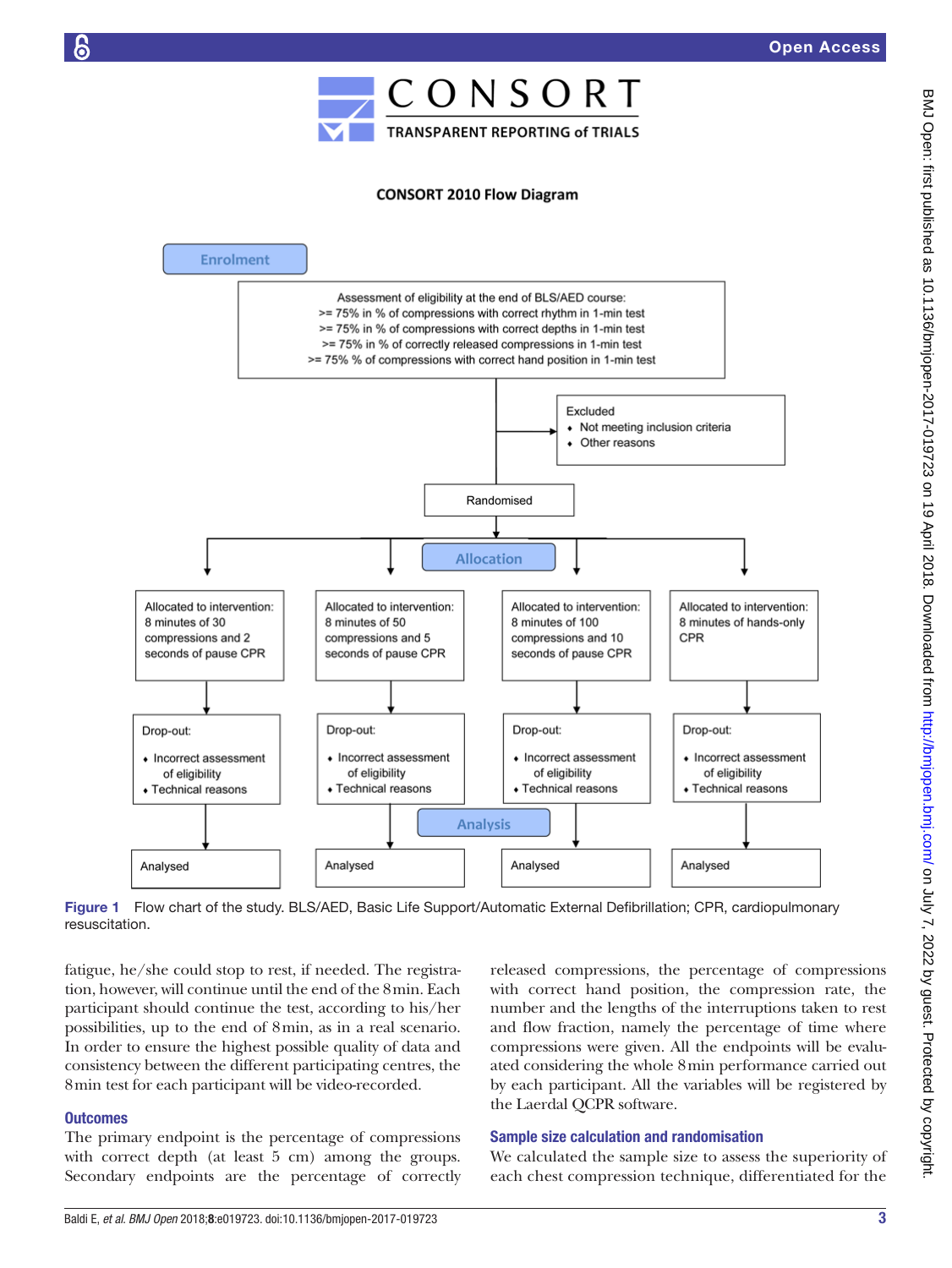CONSORT

TRANSPARENT REPORTING of TRIALS

CONSORT 2010 Flow Diagram

**Enrolment**

Assessment of eligibility at the end of BLS/AED course:
>= 75% in % of compressions with correct rhythm in 1-min test
>= 75% in % of compressions with correct depths in 1-min test
>= 75% in % of correctly released compressions in 1-min test
>= 75% % of compressions with correct hand position in 1-min test

Excluded
- Not meeting inclusion criteria
- Other reasons

Randomised

**Allocation**

| Allocated to intervention: 8 minutes of 30 compressions and 2 seconds of pause CPR | Allocated to intervention: 8 minutes of 50 compressions and 5 seconds of pause CPR | Allocated to intervention: 8 minutes of 100 compressions and 10 seconds of pause CPR | Allocated to intervention: 8 minutes of hands-only CPR |
|---|---|---|---|
| Drop-out: • Incorrect assessment of eligibility • Technical reasons | Drop-out: • Incorrect assessment of eligibility • Technical reasons | Drop-out: • Incorrect assessment of eligibility • Technical reasons | Drop-out: • Incorrect assessment of eligibility • Technical reasons |

**Analysis**

| Analysed | Analysed | Analysed | Analysed |
|---|---|---|---|

**Figure 1** Flow chart of the study. BLS/AED, Basic Life Support/Automatic External Defibrillation; CPR, cardiopulmonary resuscitation.

fatigue, he/she could stop to rest, if needed. The registration, however, will continue until the end of the 8 min. Each participant should continue the test, according to his/her possibilities, up to the end of 8 min, as in a real scenario. In order to ensure the highest possible quality of data and consistency between the different participating centres, the 8 min test for each participant will be video-recorded.

## Outcomes

The primary endpoint is the percentage of compressions with correct depth (at least 5 cm) among the groups. Secondary endpoints are the percentage of correctly released compressions, the percentage of compressions with correct hand position, the compression rate, the number and the lengths of the interruptions taken to rest and flow fraction, namely the percentage of time where compressions were given. All the endpoints will be evaluated considering the whole 8 min performance carried out by each participant. All the variables will be registered by the Laerdal QCPR software.

## Sample size calculation and randomisation

We calculated the sample size to assess the superiority of each chest compression technique, differentiated for the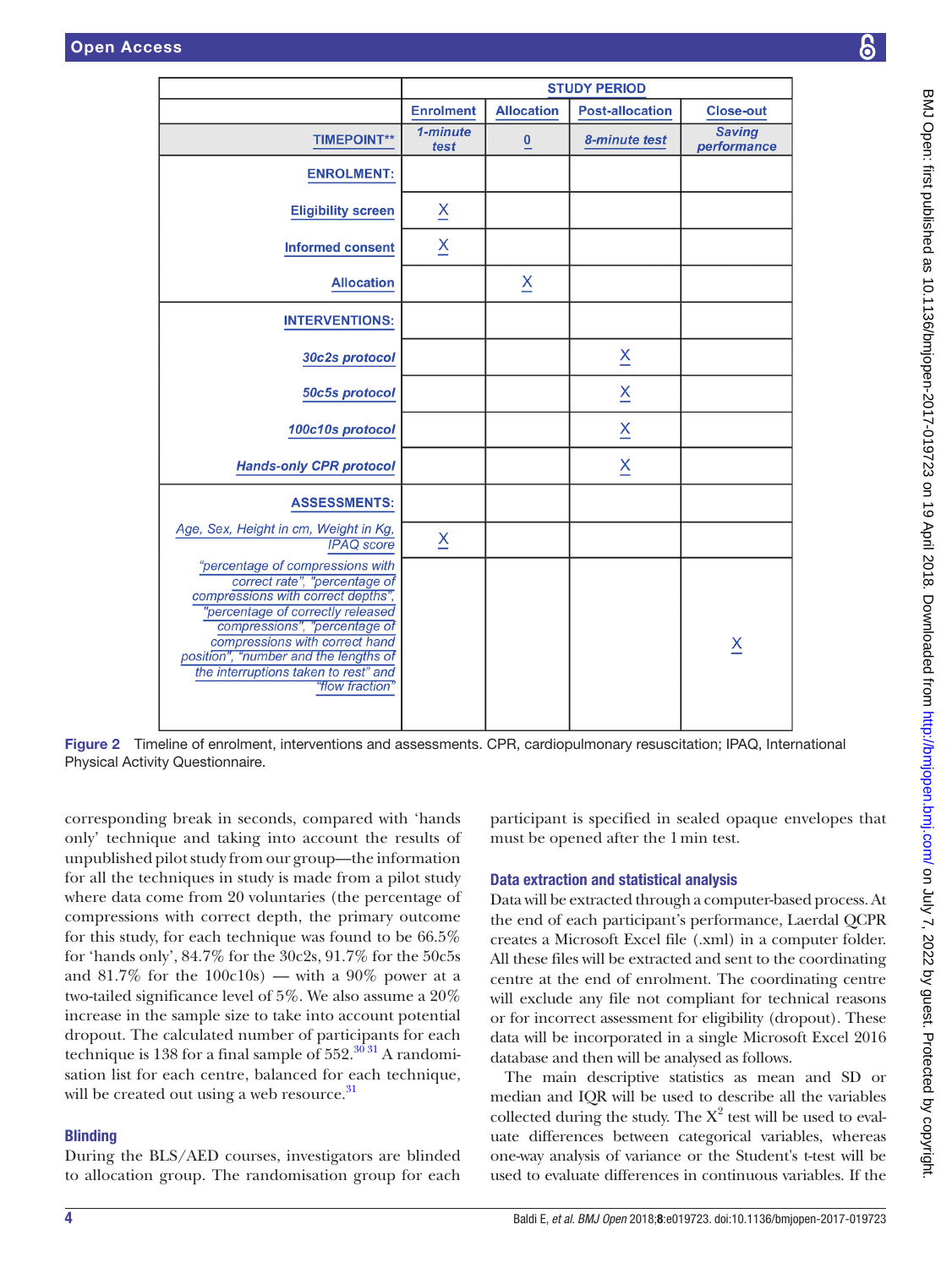| | STUDY PERIOD | | | |
|---|---|---|---|---|
| | Enrolment | Allocation | Post-allocation | Close-out |
| TIMEPOINT** | *1-minute test* | 0 | *8-minute test* | *Saving performance* |
| **ENROLMENT:** | | | | |
| Eligibility screen | X | | | |
| Informed consent | X | | | |
| Allocation | | X | | |
| **INTERVENTIONS:** | | | | |
| *30c2s protocol* | | | X | |
| *50c5s protocol* | | | X | |
| *100c10s protocol* | | | X | |
| *Hands-only CPR protocol* | | | X | |
| **ASSESSMENTS:** | | | | |
| *Age, Sex, Height in cm, Weight in Kg, IPAQ score* | X | | | |
| *"percentage of compressions with correct rate", "percentage of compressions with correct depths", "percentage of correctly released compressions", "percentage of compressions with correct hand position", "number and the lengths of the interruptions taken to rest" and "flow fraction"* | | | | X |

**Figure 2** Timeline of enrolment, interventions and assessments. CPR, cardiopulmonary resuscitation; IPAQ, International Physical Activity Questionnaire.

corresponding break in seconds, compared with 'hands only' technique and taking into account the results of unpublished pilot study from our group—the information for all the techniques in study is made from a pilot study where data come from 20 voluntaries (the percentage of compressions with correct depth, the primary outcome for this study, for each technique was found to be 66.5% for 'hands only', 84.7% for the 30c2s, 91.7% for the 50c5s and 81.7% for the 100c10s) — with a 90% power at a two-tailed significance level of 5%. We also assume a 20% increase in the sample size to take into account potential dropout. The calculated number of participants for each technique is 138 for a final sample of 552.[30 31] A randomisation list for each centre, balanced for each technique, will be created out using a web resource.[31]

### Blinding

During the BLS/AED courses, investigators are blinded to allocation group. The randomisation group for each participant is specified in sealed opaque envelopes that must be opened after the 1 min test.

### Data extraction and statistical analysis

Data will be extracted through a computer-based process. At the end of each participant's performance, Laerdal QCPR creates a Microsoft Excel file (.xml) in a computer folder. All these files will be extracted and sent to the coordinating centre at the end of enrolment. The coordinating centre will exclude any file not compliant for technical reasons or for incorrect assessment for eligibility (dropout). These data will be incorporated in a single Microsoft Excel 2016 database and then will be analysed as follows.

The main descriptive statistics as mean and SD or median and IQR will be used to describe all the variables collected during the study. The $X^2$ test will be used to evaluate differences between categorical variables, whereas one-way analysis of variance or the Student's t-test will be used to evaluate differences in continuous variables. If the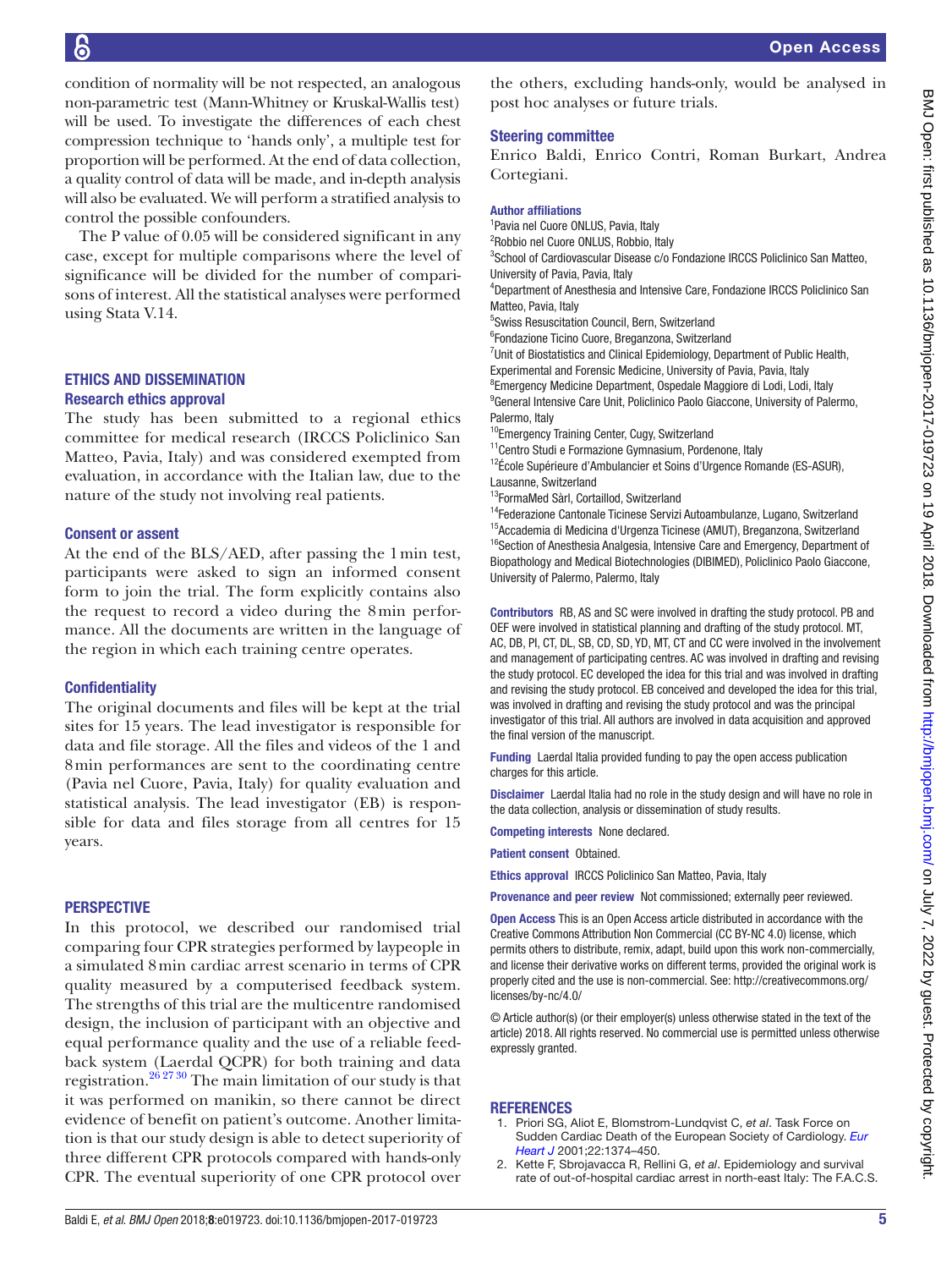condition of normality will be not respected, an analogous non-parametric test (Mann-Whitney or Kruskal-Wallis test) will be used. To investigate the differences of each chest compression technique to 'hands only', a multiple test for proportion will be performed. At the end of data collection, a quality control of data will be made, and in-depth analysis will also be evaluated. We will perform a stratified analysis to control the possible confounders.

The P value of 0.05 will be considered significant in any case, except for multiple comparisons where the level of significance will be divided for the number of comparisons of interest. All the statistical analyses were performed using Stata V.14.

## ETHICS AND DISSEMINATION

### Research ethics approval

The study has been submitted to a regional ethics committee for medical research (IRCCS Policlinico San Matteo, Pavia, Italy) and was considered exempted from evaluation, in accordance with the Italian law, due to the nature of the study not involving real patients.

### Consent or assent

At the end of the BLS/AED, after passing the 1 min test, participants were asked to sign an informed consent form to join the trial. The form explicitly contains also the request to record a video during the 8 min performance. All the documents are written in the language of the region in which each training centre operates.

### Confidentiality

The original documents and files will be kept at the trial sites for 15 years. The lead investigator is responsible for data and file storage. All the files and videos of the 1 and 8 min performances are sent to the coordinating centre (Pavia nel Cuore, Pavia, Italy) for quality evaluation and statistical analysis. The lead investigator (EB) is responsible for data and files storage from all centres for 15 years.

## PERSPECTIVE

In this protocol, we described our randomised trial comparing four CPR strategies performed by laypeople in a simulated 8 min cardiac arrest scenario in terms of CPR quality measured by a computerised feedback system. The strengths of this trial are the multicentre randomised design, the inclusion of participant with an objective and equal performance quality and the use of a reliable feedback system (Laerdal QCPR) for both training and data registration.[26 27 30] The main limitation of our study is that it was performed on manikin, so there cannot be direct evidence of benefit on patient's outcome. Another limitation is that our study design is able to detect superiority of three different CPR protocols compared with hands-only CPR. The eventual superiority of one CPR protocol over the others, excluding hands-only, would be analysed in post hoc analyses or future trials.

### Steering committee

Enrico Baldi, Enrico Contri, Roman Burkart, Andrea Cortegiani.

### Author affiliations

[1]Pavia nel Cuore ONLUS, Pavia, Italy
[2]Robbio nel Cuore ONLUS, Robbio, Italy
[3]School of Cardiovascular Disease c/o Fondazione IRCCS Policlinico San Matteo, University of Pavia, Pavia, Italy
[4]Department of Anesthesia and Intensive Care, Fondazione IRCCS Policlinico San Matteo, Pavia, Italy
[5]Swiss Resuscitation Council, Bern, Switzerland
[6]Fondazione Ticino Cuore, Breganzona, Switzerland
[7]Unit of Biostatistics and Clinical Epidemiology, Department of Public Health, Experimental and Forensic Medicine, University of Pavia, Pavia, Italy
[8]Emergency Medicine Department, Ospedale Maggiore di Lodi, Lodi, Italy
[9]General Intensive Care Unit, Policlinico Paolo Giaccone, University of Palermo, Palermo, Italy
[10]Emergency Training Center, Cugy, Switzerland
[11]Centro Studi e Formazione Gymnasium, Pordenone, Italy
[12]École Supérieure d'Ambulancier et Soins d'Urgence Romande (ES-ASUR), Lausanne, Switzerland
[13]FormaMed Sàrl, Cortaillod, Switzerland
[14]Federazione Cantonale Ticinese Servizi Autoambulanze, Lugano, Switzerland
[15]Accademia di Medicina d'Urgenza Ticinese (AMUT), Breganzona, Switzerland
[16]Section of Anesthesia Analgesia, Intensive Care and Emergency, Department of Biopathology and Medical Biotechnologies (DIBIMED), Policlinico Paolo Giaccone, University of Palermo, Palermo, Italy

**Contributors** RB, AS and SC were involved in drafting the study protocol. PB and OEF were involved in statistical planning and drafting of the study protocol. MT, AC, DB, PI, CT, DL, SB, CD, SD, YD, MT, CT and CC were involved in the involvement and management of participating centres. AC was involved in drafting and revising the study protocol. EC developed the idea for this trial and was involved in drafting and revising the study protocol. EB conceived and developed the idea for this trial, was involved in drafting and revising the study protocol and was the principal investigator of this trial. All authors are involved in data acquisition and approved the final version of the manuscript.

**Funding** Laerdal Italia provided funding to pay the open access publication charges for this article.

**Disclaimer** Laerdal Italia had no role in the study design and will have no role in the data collection, analysis or dissemination of study results.

**Competing interests** None declared.

**Patient consent** Obtained.

**Ethics approval** IRCCS Policlinico San Matteo, Pavia, Italy

**Provenance and peer review** Not commissioned; externally peer reviewed.

**Open Access** This is an Open Access article distributed in accordance with the Creative Commons Attribution Non Commercial (CC BY-NC 4.0) license, which permits others to distribute, remix, adapt, build upon this work non-commercially, and license their derivative works on different terms, provided the original work is properly cited and the use is non-commercial. See: http://creativecommons.org/licenses/by-nc/4.0/

© Article author(s) (or their employer(s) unless otherwise stated in the text of the article) 2018. All rights reserved. No commercial use is permitted unless otherwise expressly granted.

## REFERENCES

1. Priori SG, Aliot E, Blomstrom-Lundqvist C, *et al*. Task Force on Sudden Cardiac Death of the European Society of Cardiology. *Eur Heart J* 2001;22:1374–450.
2. Kette F, Sbrojavacca R, Rellini G, *et al*. Epidemiology and survival rate of out-of-hospital cardiac arrest in north-east Italy: The F.A.C.S.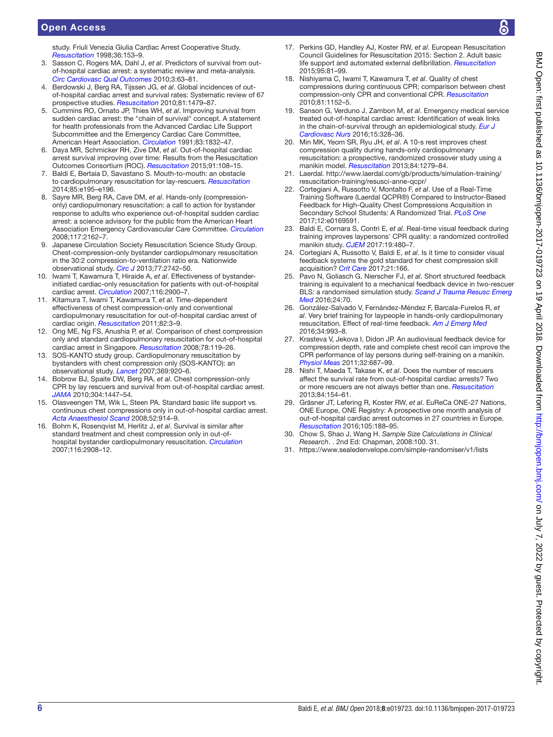study. Friuli Venezia Giulia Cardiac Arrest Cooperative Study. *Resuscitation* 1998;36:153–9.

3. Sasson C, Rogers MA, Dahl J, *et al*. Predictors of survival from out-of-hospital cardiac arrest: a systematic review and meta-analysis. *Circ Cardiovasc Qual Outcomes* 2010;3:63–81.
4. Berdowski J, Berg RA, Tijssen JG, *et al*. Global incidences of out-of-hospital cardiac arrest and survival rates: Systematic review of 67 prospective studies. *Resuscitation* 2010;81:1479–87.
5. Cummins RO, Ornato JP, Thies WH, *et al*. Improving survival from sudden cardiac arrest: the "chain of survival" concept. A statement for health professionals from the Advanced Cardiac Life Support Subcommittee and the Emergency Cardiac Care Committee, American Heart Association. *Circulation* 1991;83:1832–47.
6. Daya MR, Schmicker RH, Zive DM, *et al*. Out-of-hospital cardiac arrest survival improving over time: Results from the Resuscitation Outcomes Consortium (ROC). *Resuscitation* 2015;91:108–15.
7. Baldi E, Bertaia D, Savastano S. Mouth-to-mouth: an obstacle to cardiopulmonary resuscitation for lay-rescuers. *Resuscitation* 2014;85:e195–e196.
8. Sayre MR, Berg RA, Cave DM, *et al*. Hands-only (compression-only) cardiopulmonary resuscitation: a call to action for bystander response to adults who experience out-of-hospital sudden cardiac arrest: a science advisory for the public from the American Heart Association Emergency Cardiovascular Care Committee. *Circulation* 2008;117:2162–7.
9. Japanese Circulation Society Resuscitation Science Study Group. Chest-compression-only bystander cardiopulmonary resuscitation in the 30:2 compression-to-ventilation ratio era. Nationwide observational study. *Circ J* 2013;77:2742–50.
10. Iwami T, Kawamura T, Hiraide A, *et al*. Effectiveness of bystander-initiated cardiac-only resuscitation for patients with out-of-hospital cardiac arrest. *Circulation* 2007;116:2900–7.
11. Kitamura T, Iwami T, Kawamura T, *et al*. Time-dependent effectiveness of chest compression-only and conventional cardiopulmonary resuscitation for out-of-hospital cardiac arrest of cardiac origin. *Resuscitation* 2011;82:3–9.
12. Ong ME, Ng FS, Anushia P, *et al*. Comparison of chest compression only and standard cardiopulmonary resuscitation for out-of-hospital cardiac arrest in Singapore. *Resuscitation* 2008;78:119–26.
13. SOS-KANTO study group. Cardiopulmonary resuscitation by bystanders with chest compression only (SOS-KANTO): an observational study. *Lancet* 2007;369:920–6.
14. Bobrow BJ, Spaite DW, Berg RA, *et al*. Chest compression-only CPR by lay rescuers and survival from out-of-hospital cardiac arrest. *JAMA* 2010;304:1447–54.
15. Olasveengen TM, Wik L, Steen PA. Standard basic life support vs. continuous chest compressions only in out-of-hospital cardiac arrest. *Acta Anaesthesiol Scand* 2008;52:914–9.
16. Bohm K, Rosenqvist M, Herlitz J, *et al*. Survival is similar after standard treatment and chest compression only in out-of-hospital bystander cardiopulmonary resuscitation. *Circulation* 2007;116:2908–12.
17. Perkins GD, Handley AJ, Koster RW, *et al*. European Resuscitation Council Guidelines for Resuscitation 2015: Section 2. Adult basic life support and automated external defibrillation. *Resuscitation* 2015;95:81–99.
18. Nishiyama C, Iwami T, Kawamura T, *et al*. Quality of chest compressions during continuous CPR; comparison between chest compression-only CPR and conventional CPR. *Resuscitation* 2010;81:1152–5.
19. Sanson G, Verduno J, Zambon M, *et al*. Emergency medical service treated out-of-hospital cardiac arrest: Identification of weak links in the chain-of-survival through an epidemiological study. *Eur J Cardiovasc Nurs* 2016;15:328–36.
20. Min MK, Yeom SR, Ryu JH, *et al*. A 10-s rest improves chest compression quality during hands-only cardiopulmonary resuscitation: a prospective, randomized crossover study using a manikin model. *Resuscitation* 2013;84:1279–84.
21. Laerdal. http://www.laerdal.com/gb/products/simulation-training/resuscitation-training/resusci-anne-qcpr/
22. Cortegiani A, Russotto V, Montalto F, *et al*. Use of a Real-Time Training Software (Laerdal QCPR®) Compared to Instructor-Based Feedback for High-Quality Chest Compressions Acquisition in Secondary School Students: A Randomized Trial. *PLoS One* 2017;12:e0169591.
23. Baldi E, Cornara S, Contri E, *et al*. Real-time visual feedback during training improves laypersons' CPR quality: a randomized controlled manikin study. *CJEM* 2017:19:480–7.
24. Cortegiani A, Russotto V, Baldi E, *et al*. Is it time to consider visual feedback systems the gold standard for chest compression skill acquisition? *Crit Care* 2017;21:166.
25. Pavo N, Goliasch G, Nierscher FJ, *et al*. Short structured feedback training is equivalent to a mechanical feedback device in two-rescuer BLS: a randomised simulation study. *Scand J Trauma Resusc Emerg Med* 2016;24:70.
26. González-Salvado V, Fernández-Méndez F, Barcala-Furelos R, *et al*. Very brief training for laypeople in hands-only cardiopulmonary resuscitation. Effect of real-time feedback. *Am J Emerg Med* 2016;34:993–8.
27. Krasteva V, Jekova I, Didon JP. An audiovisual feedback device for compression depth, rate and complete chest recoil can improve the CPR performance of lay persons during self-training on a manikin. *Physiol Meas* 2011;32:687–99.
28. Nishi T, Maeda T, Takase K, *et al*. Does the number of rescuers affect the survival rate from out-of-hospital cardiac arrests? Two or more rescuers are not always better than one. *Resuscitation* 2013;84:154–61.
29. Gräsner JT, Lefering R, Koster RW, *et al*. EuReCa ONE-27 Nations, ONE Europe, ONE Registry: A prospective one month analysis of out-of-hospital cardiac arrest outcomes in 27 countries in Europe. *Resuscitation* 2016;105:188–95.
30. Chow S, Shao J, Wang H. *Sample Size Calculations in Clinical Research*. . 2nd Ed: Chapman, 2008:100. 31.
31. https://www.sealedenvelope.com/simple-randomiser/v1/lists